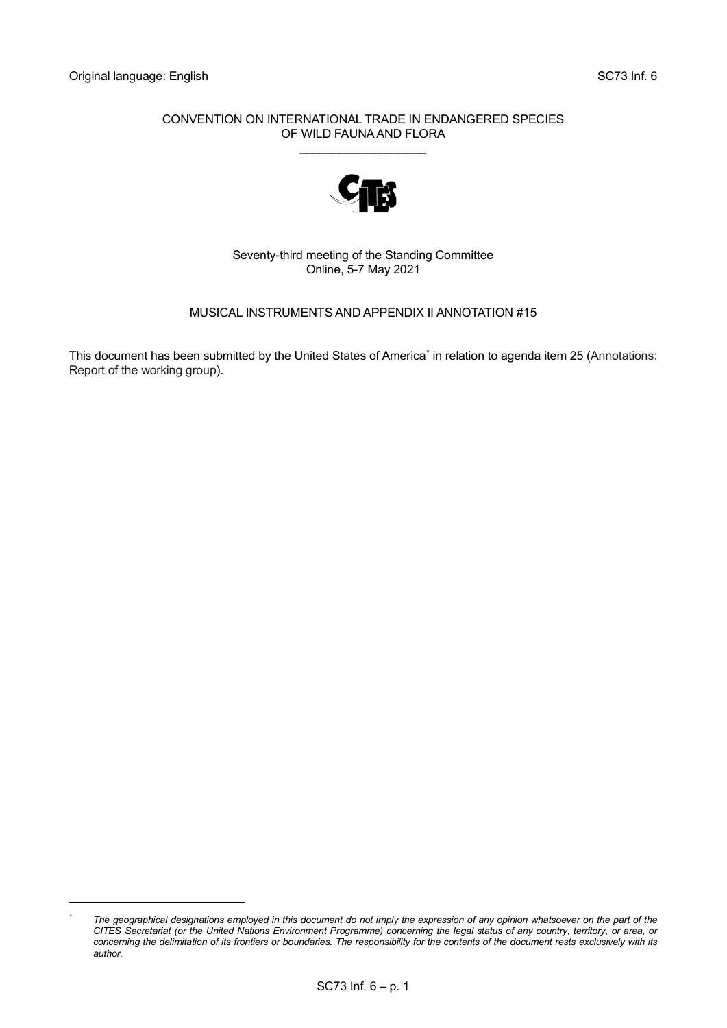Original language: English SC73 Inf. 6

CONVENTION ON INTERNATIONAL TRADE IN ENDANGERED SPECIES OF WILD FAUNA AND FLORA

Seventy-third meeting of the Standing Committee
Online, 5-7 May 2021

MUSICAL INSTRUMENTS AND APPENDIX II ANNOTATION #15

This document has been submitted by the United States of America* in relation to agenda item 25 (Annotations: Report of the working group).

---

* *The geographical designations employed in this document do not imply the expression of any opinion whatsoever on the part of the CITES Secretariat (or the United Nations Environment Programme) concerning the legal status of any country, territory, or area, or concerning the delimitation of its frontiers or boundaries. The responsibility for the contents of the document rests exclusively with its author.*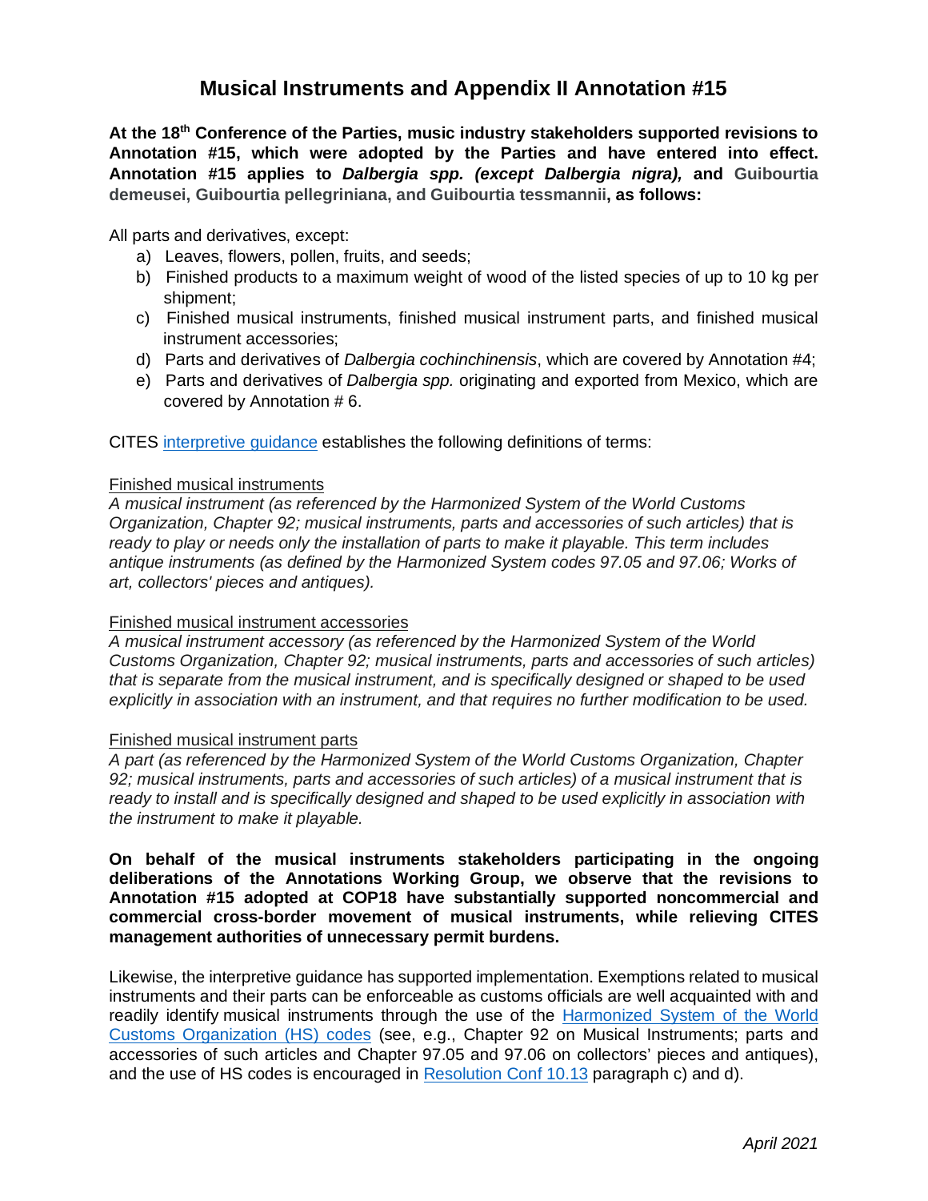# Musical Instruments and Appendix II Annotation #15

**At the 18th Conference of the Parties, music industry stakeholders supported revisions to Annotation #15, which were adopted by the Parties and have entered into effect. Annotation #15 applies to *Dalbergia spp. (except Dalbergia nigra),* and Guibourtia demeusei, Guibourtia pellegriniana, and Guibourtia tessmannii, as follows:**

All parts and derivatives, except:

a) Leaves, flowers, pollen, fruits, and seeds;
b) Finished products to a maximum weight of wood of the listed species of up to 10 kg per shipment;
c) Finished musical instruments, finished musical instrument parts, and finished musical instrument accessories;
d) Parts and derivatives of *Dalbergia cochinchinensis*, which are covered by Annotation #4;
e) Parts and derivatives of *Dalbergia spp.* originating and exported from Mexico, which are covered by Annotation # 6.

CITES interpretive guidance establishes the following definitions of terms:

Finished musical instruments
*A musical instrument (as referenced by the Harmonized System of the World Customs Organization, Chapter 92; musical instruments, parts and accessories of such articles) that is ready to play or needs only the installation of parts to make it playable. This term includes antique instruments (as defined by the Harmonized System codes 97.05 and 97.06; Works of art, collectors' pieces and antiques).*

Finished musical instrument accessories
*A musical instrument accessory (as referenced by the Harmonized System of the World Customs Organization, Chapter 92; musical instruments, parts and accessories of such articles) that is separate from the musical instrument, and is specifically designed or shaped to be used explicitly in association with an instrument, and that requires no further modification to be used.*

Finished musical instrument parts
*A part (as referenced by the Harmonized System of the World Customs Organization, Chapter 92; musical instruments, parts and accessories of such articles) of a musical instrument that is ready to install and is specifically designed and shaped to be used explicitly in association with the instrument to make it playable.*

**On behalf of the musical instruments stakeholders participating in the ongoing deliberations of the Annotations Working Group, we observe that the revisions to Annotation #15 adopted at COP18 have substantially supported noncommercial and commercial cross-border movement of musical instruments, while relieving CITES management authorities of unnecessary permit burdens.**

Likewise, the interpretive guidance has supported implementation. Exemptions related to musical instruments and their parts can be enforceable as customs officials are well acquainted with and readily identify musical instruments through the use of the Harmonized System of the World Customs Organization (HS) codes (see, e.g., Chapter 92 on Musical Instruments; parts and accessories of such articles and Chapter 97.05 and 97.06 on collectors' pieces and antiques), and the use of HS codes is encouraged in Resolution Conf 10.13 paragraph c) and d).

*April 2021*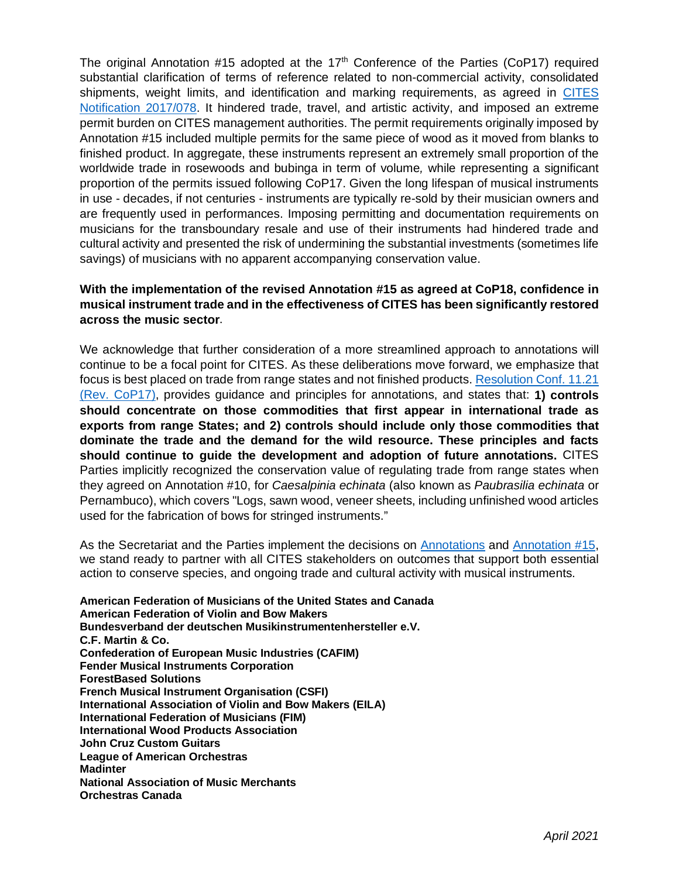The original Annotation #15 adopted at the 17th Conference of the Parties (CoP17) required substantial clarification of terms of reference related to non-commercial activity, consolidated shipments, weight limits, and identification and marking requirements, as agreed in [CITES Notification 2017/078](). It hindered trade, travel, and artistic activity, and imposed an extreme permit burden on CITES management authorities. The permit requirements originally imposed by Annotation #15 included multiple permits for the same piece of wood as it moved from blanks to finished product. In aggregate, these instruments represent an extremely small proportion of the worldwide trade in rosewoods and bubinga in term of volume*,* while representing a significant proportion of the permits issued following CoP17. Given the long lifespan of musical instruments in use - decades, if not centuries - instruments are typically re-sold by their musician owners and are frequently used in performances. Imposing permitting and documentation requirements on musicians for the transboundary resale and use of their instruments had hindered trade and cultural activity and presented the risk of undermining the substantial investments (sometimes life savings) of musicians with no apparent accompanying conservation value.

**With the implementation of the revised Annotation #15 as agreed at CoP18, confidence in musical instrument trade and in the effectiveness of CITES has been significantly restored across the music sector**.

We acknowledge that further consideration of a more streamlined approach to annotations will continue to be a focal point for CITES. As these deliberations move forward, we emphasize that focus is best placed on trade from range states and not finished products. [Resolution Conf. 11.21 (Rev. CoP17)](), provides guidance and principles for annotations, and states that: **1) controls should concentrate on those commodities that first appear in international trade as exports from range States; and 2) controls should include only those commodities that dominate the trade and the demand for the wild resource. These principles and facts should continue to guide the development and adoption of future annotations.** CITES Parties implicitly recognized the conservation value of regulating trade from range states when they agreed on Annotation #10, for *Caesalpinia echinata* (also known as *Paubrasilia echinata* or Pernambuco), which covers "Logs, sawn wood, veneer sheets, including unfinished wood articles used for the fabrication of bows for stringed instruments."

As the Secretariat and the Parties implement the decisions on [Annotations]() and [Annotation #15](), we stand ready to partner with all CITES stakeholders on outcomes that support both essential action to conserve species, and ongoing trade and cultural activity with musical instruments.

**American Federation of Musicians of the United States and Canada**
**American Federation of Violin and Bow Makers**
**Bundesverband der deutschen Musikinstrumentenhersteller e.V.**
**C.F. Martin & Co.**
**Confederation of European Music Industries (CAFIM)**
**Fender Musical Instruments Corporation**
**ForestBased Solutions**
**French Musical Instrument Organisation (CSFI)**
**International Association of Violin and Bow Makers (EILA)**
**International Federation of Musicians (FIM)**
**International Wood Products Association**
**John Cruz Custom Guitars**
**League of American Orchestras**
**Madinter**
**National Association of Music Merchants**
**Orchestras Canada**

*April 2021*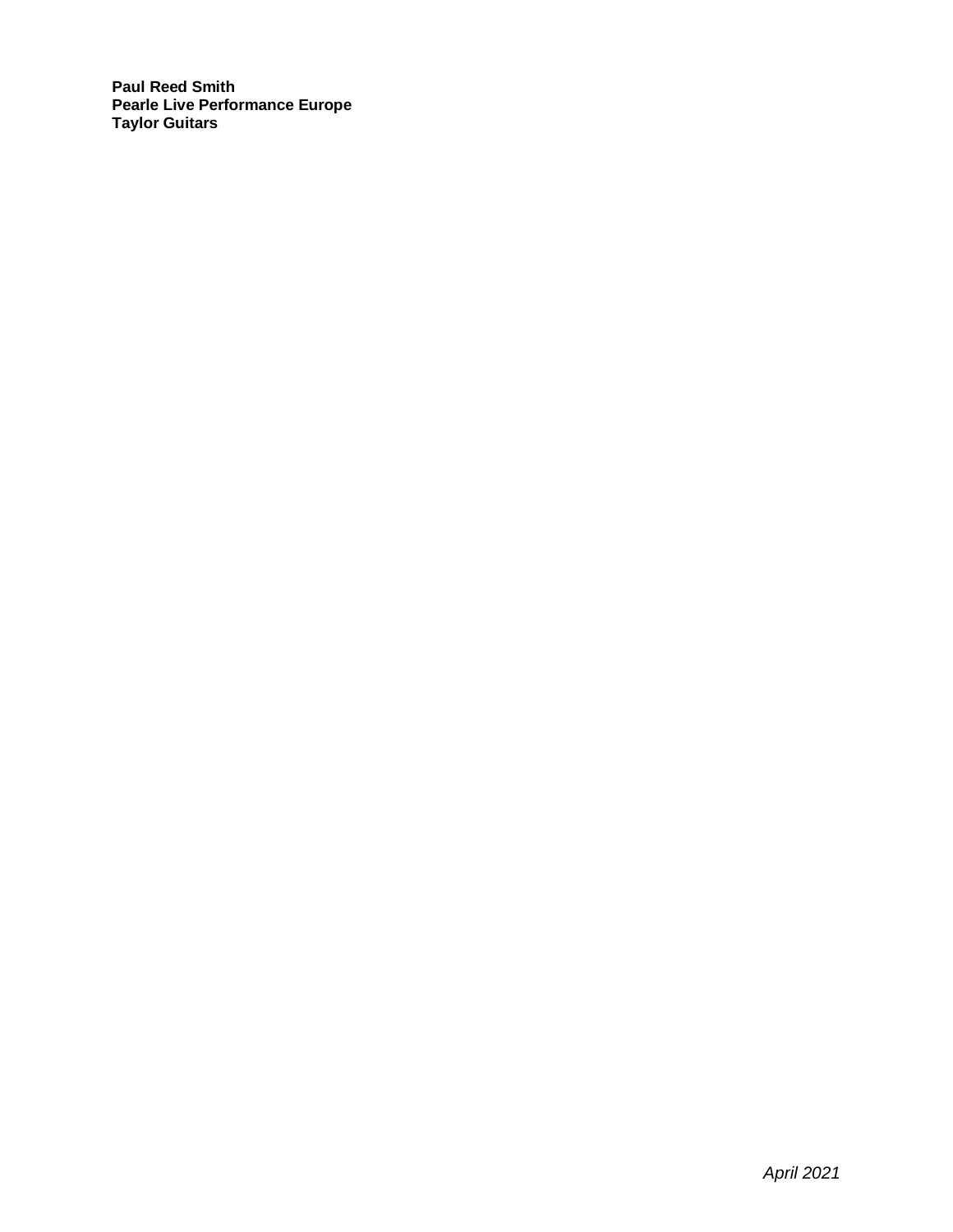**Paul Reed Smith**
**Pearle Live Performance Europe**
**Taylor Guitars**

*April 2021*